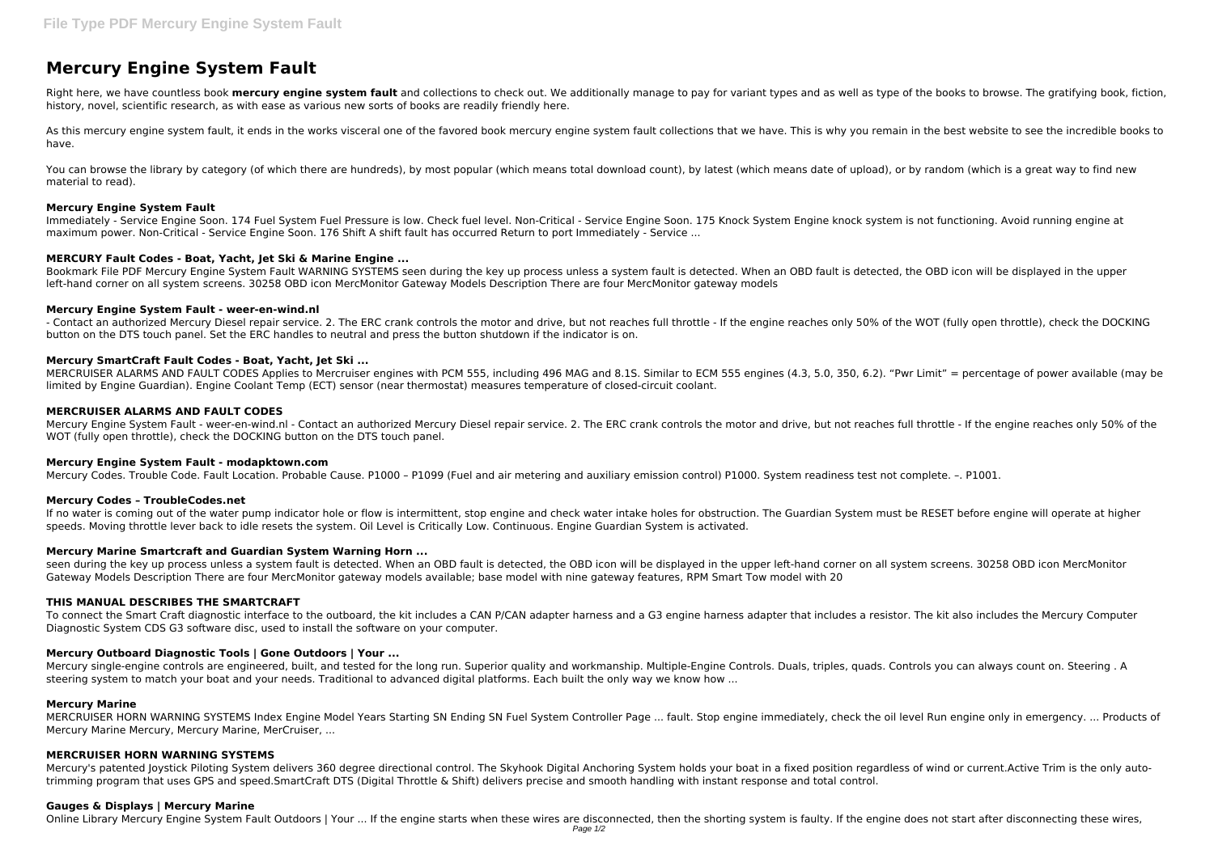# Mercury Engine System Fault

Right here, we have countless book **mercury engine system fault** and collections to check out. We additionally manage to pay for variant types and as well as type of the books to browse. The gratifying book, fiction, history, novel, scientific research, as with ease as various new sorts of books are readily friendly here.

As this mercury engine system fault, it ends in the works visceral one of the favored book mercury engine system fault collections that we have. This is why you remain in the best website to see the incredible books to have.

You can browse the library by category (of which there are hundreds), by most popular (which means total download count), by latest (which means date of upload), or by random (which is a great way to find new material to read).

### Mercury Engine System Fault

Immediately - Service Engine Soon. 174 Fuel System Fuel Pressure is low. Check fuel level. Non-Critical - Service Engine Soon. 175 Knock System Engine knock system is not functioning. Avoid running engine at maximum power. Non-Critical - Service Engine Soon. 176 Shift A shift fault has occurred Return to port Immediately - Service ...

### MERCURY Fault Codes - Boat, Yacht, Jet Ski & Marine Engine ...

Bookmark File PDF Mercury Engine System Fault WARNING SYSTEMS seen during the key up process unless a system fault is detected. When an OBD fault is detected, the OBD icon will be displayed in the upper left-hand corner on all system screens. 30258 OBD icon MercMonitor Gateway Models Description There are four MercMonitor gateway models

### Mercury Engine System Fault - weer-en-wind.nl

- Contact an authorized Mercury Diesel repair service. 2. The ERC crank controls the motor and drive, but not reaches full throttle - If the engine reaches only 50% of the WOT (fully open throttle), check the DOCKING button on the DTS touch panel. Set the ERC handles to neutral and press the button shutdown if the indicator is on.

### Mercury SmartCraft Fault Codes - Boat, Yacht, Jet Ski ...

MERCRUISER ALARMS AND FAULT CODES Applies to Mercruiser engines with PCM 555, including 496 MAG and 8.1S. Similar to ECM 555 engines (4.3, 5.0, 350, 6.2). "Pwr Limit" = percentage of power available (may be limited by Engine Guardian). Engine Coolant Temp (ECT) sensor (near thermostat) measures temperature of closed-circuit coolant.

### MERCRUISER ALARMS AND FAULT CODES

Mercury Engine System Fault - weer-en-wind.nl - Contact an authorized Mercury Diesel repair service. 2. The ERC crank controls the motor and drive, but not reaches full throttle - If the engine reaches only 50% of the WOT (fully open throttle), check the DOCKING button on the DTS touch panel.

### Mercury Engine System Fault - modapktown.com

Mercury Codes. Trouble Code. Fault Location. Probable Cause. P1000 – P1099 (Fuel and air metering and auxiliary emission control) P1000. System readiness test not complete. –. P1001.

### Mercury Codes – TroubleCodes.net

If no water is coming out of the water pump indicator hole or flow is intermittent, stop engine and check water intake holes for obstruction. The Guardian System must be RESET before engine will operate at higher speeds. Moving throttle lever back to idle resets the system. Oil Level is Critically Low. Continuous. Engine Guardian System is activated.

### Mercury Marine Smartcraft and Guardian System Warning Horn ...

seen during the key up process unless a system fault is detected. When an OBD fault is detected, the OBD icon will be displayed in the upper left-hand corner on all system screens. 30258 OBD icon MercMonitor Gateway Models Description There are four MercMonitor gateway models available; base model with nine gateway features, RPM Smart Tow model with 20

### THIS MANUAL DESCRIBES THE SMARTCRAFT

To connect the Smart Craft diagnostic interface to the outboard, the kit includes a CAN P/CAN adapter harness and a G3 engine harness adapter that includes a resistor. The kit also includes the Mercury Computer Diagnostic System CDS G3 software disc, used to install the software on your computer.

### Mercury Outboard Diagnostic Tools | Gone Outdoors | Your ...

Mercury single-engine controls are engineered, built, and tested for the long run. Superior quality and workmanship. Multiple-Engine Controls. Duals, triples, quads. Controls you can always count on. Steering . A steering system to match your boat and your needs. Traditional to advanced digital platforms. Each built the only way we know how ...

### Mercury Marine

MERCRUISER HORN WARNING SYSTEMS Index Engine Model Years Starting SN Ending SN Fuel System Controller Page ... fault. Stop engine immediately, check the oil level Run engine only in emergency. ... Products of Mercury Marine Mercury, Mercury Marine, MerCruiser, ...

### MERCRUISER HORN WARNING SYSTEMS

Mercury's patented Joystick Piloting System delivers 360 degree directional control. The Skyhook Digital Anchoring System holds your boat in a fixed position regardless of wind or current.Active Trim is the only auto-trimming program that uses GPS and speed.SmartCraft DTS (Digital Throttle & Shift) delivers precise and smooth handling with instant response and total control.

### Gauges & Displays | Mercury Marine

Online Library Mercury Engine System Fault Outdoors | Your ... If the engine starts when these wires are disconnected, then the shorting system is faulty. If the engine does not start after disconnecting these wires,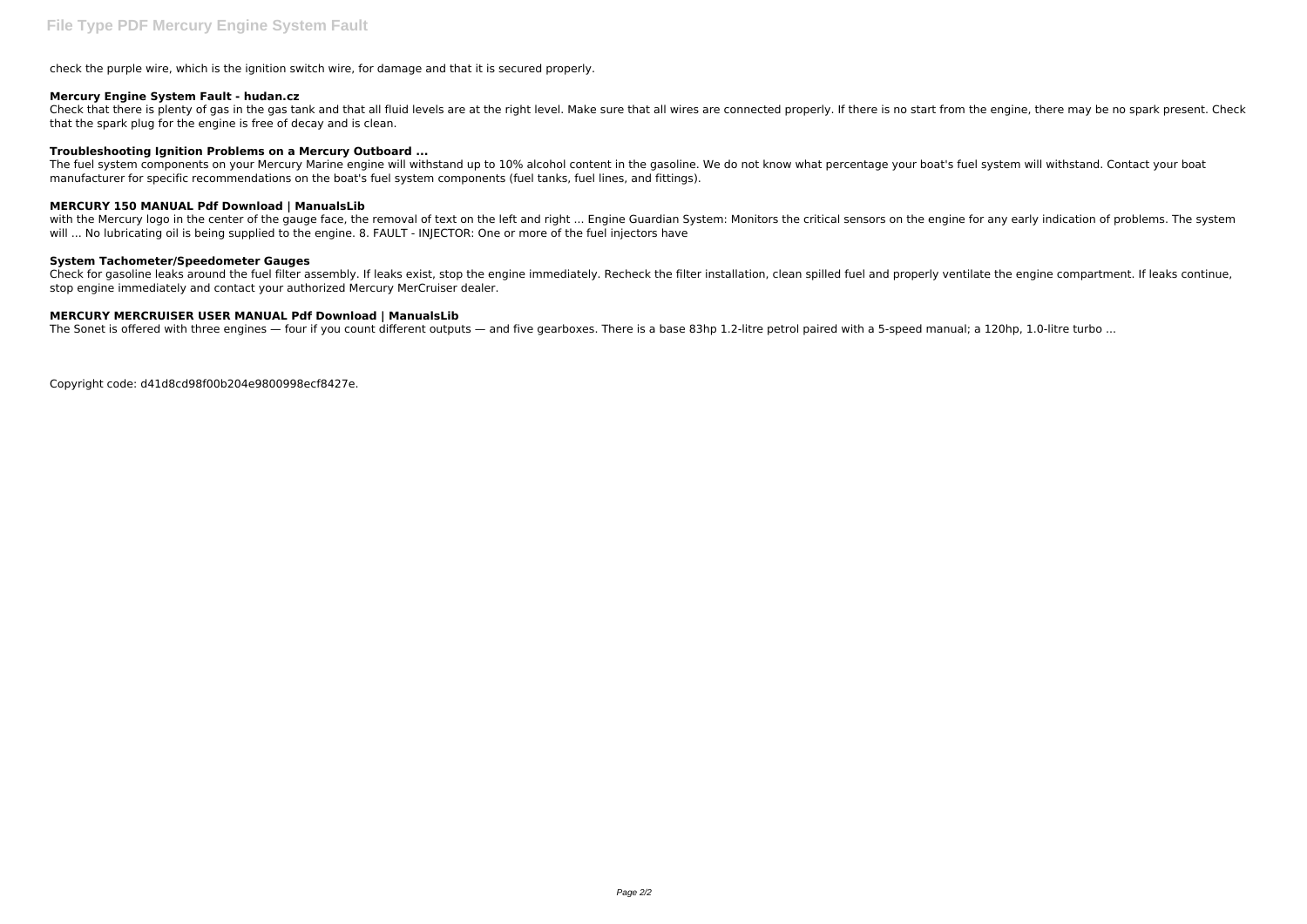check the purple wire, which is the ignition switch wire, for damage and that it is secured properly.

**Mercury Engine System Fault - hudan.cz**

Check that there is plenty of gas in the gas tank and that all fluid levels are at the right level. Make sure that all wires are connected properly. If there is no start from the engine, there may be no spark present. Check that the spark plug for the engine is free of decay and is clean.

**Troubleshooting Ignition Problems on a Mercury Outboard ...**

The fuel system components on your Mercury Marine engine will withstand up to 10% alcohol content in the gasoline. We do not know what percentage your boat's fuel system will withstand. Contact your boat manufacturer for specific recommendations on the boat's fuel system components (fuel tanks, fuel lines, and fittings).

**MERCURY 150 MANUAL Pdf Download | ManualsLib**

with the Mercury logo in the center of the gauge face, the removal of text on the left and right ... Engine Guardian System: Monitors the critical sensors on the engine for any early indication of problems. The system will ... No lubricating oil is being supplied to the engine. 8. FAULT - INJECTOR: One or more of the fuel injectors have

**System Tachometer/Speedometer Gauges**

Check for gasoline leaks around the fuel filter assembly. If leaks exist, stop the engine immediately. Recheck the filter installation, clean spilled fuel and properly ventilate the engine compartment. If leaks continue, stop engine immediately and contact your authorized Mercury MerCruiser dealer.

**MERCURY MERCRUISER USER MANUAL Pdf Download | ManualsLib**

The Sonet is offered with three engines — four if you count different outputs — and five gearboxes. There is a base 83hp 1.2-litre petrol paired with a 5-speed manual; a 120hp, 1.0-litre turbo ...

Copyright code: d41d8cd98f00b204e9800998ecf8427e.